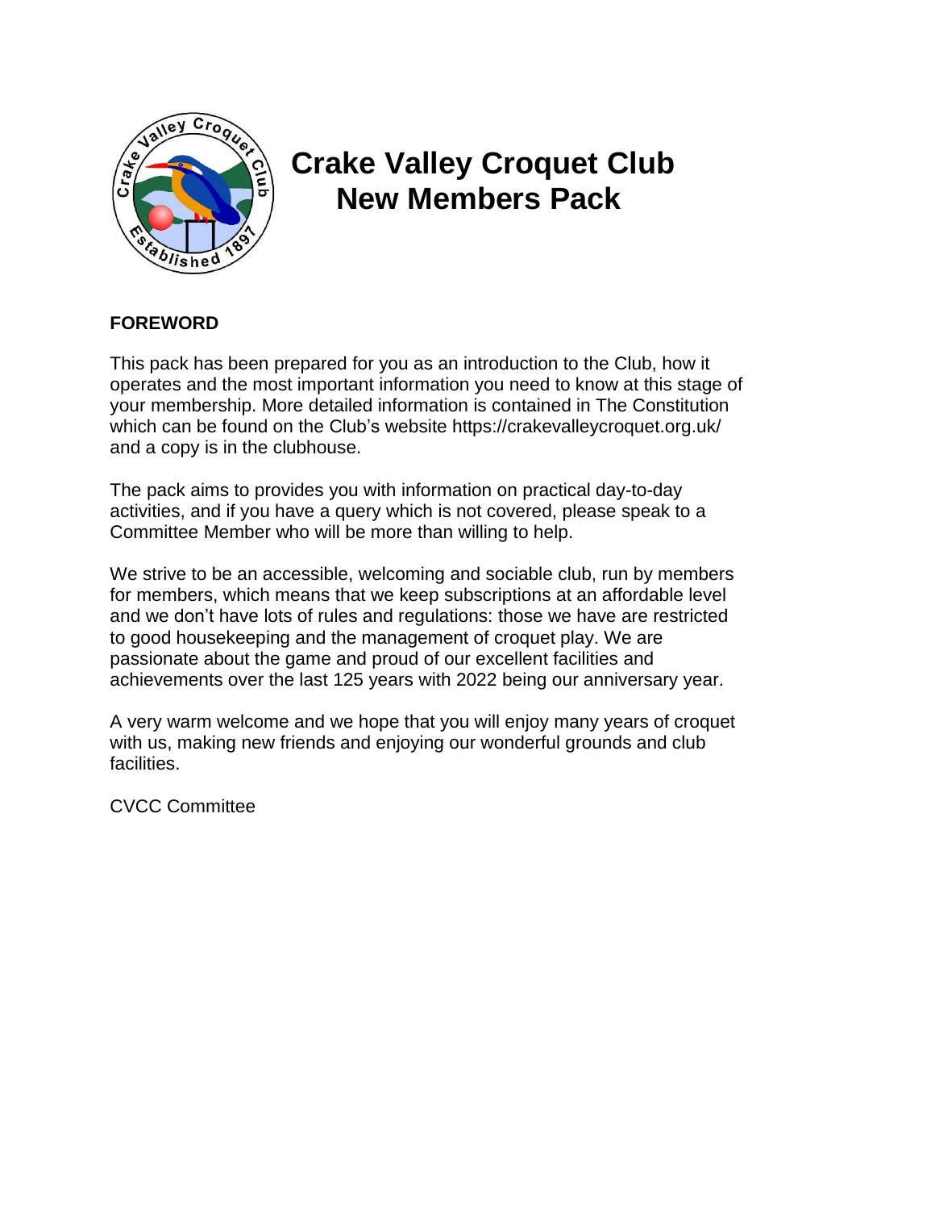# Crake Valley Croquet Club New Members Pack

## FOREWORD

This pack has been prepared for you as an introduction to the Club, how it operates and the most important information you need to know at this stage of your membership. More detailed information is contained in The Constitution which can be found on the Club's website https://crakevalleycroquet.org.uk/ and a copy is in the clubhouse.

The pack aims to provides you with information on practical day-to-day activities, and if you have a query which is not covered, please speak to a Committee Member who will be more than willing to help.

We strive to be an accessible, welcoming and sociable club, run by members for members, which means that we keep subscriptions at an affordable level and we don't have lots of rules and regulations: those we have are restricted to good housekeeping and the management of croquet play. We are passionate about the game and proud of our excellent facilities and achievements over the last 125 years with 2022 being our anniversary year.

A very warm welcome and we hope that you will enjoy many years of croquet with us, making new friends and enjoying our wonderful grounds and club facilities.

CVCC Committee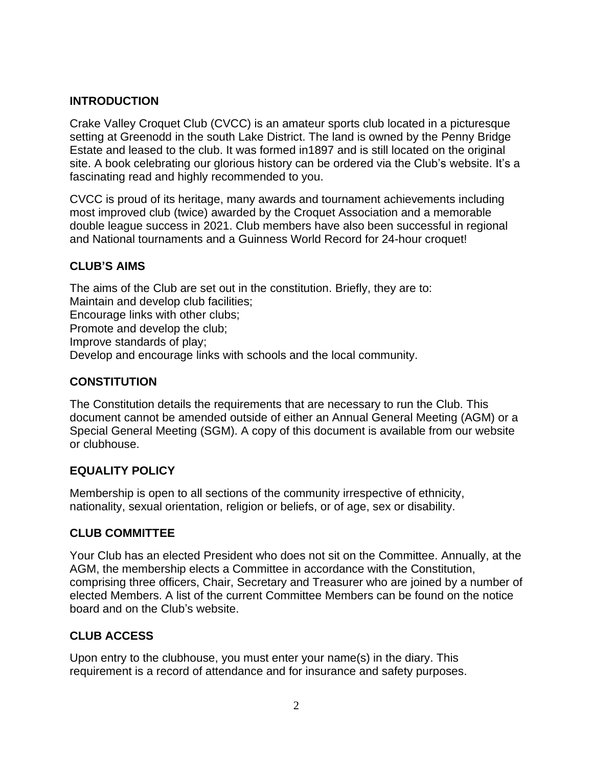## INTRODUCTION

Crake Valley Croquet Club (CVCC) is an amateur sports club located in a picturesque setting at Greenodd in the south Lake District. The land is owned by the Penny Bridge Estate and leased to the club. It was formed in1897 and is still located on the original site. A book celebrating our glorious history can be ordered via the Club's website. It's a fascinating read and highly recommended to you.

CVCC is proud of its heritage, many awards and tournament achievements including most improved club (twice) awarded by the Croquet Association and a memorable double league success in 2021. Club members have also been successful in regional and National tournaments and a Guinness World Record for 24-hour croquet!

## CLUB'S AIMS

The aims of the Club are set out in the constitution. Briefly, they are to:
Maintain and develop club facilities;
Encourage links with other clubs;
Promote and develop the club;
Improve standards of play;
Develop and encourage links with schools and the local community.

## CONSTITUTION

The Constitution details the requirements that are necessary to run the Club. This document cannot be amended outside of either an Annual General Meeting (AGM) or a Special General Meeting (SGM). A copy of this document is available from our website or clubhouse.

## EQUALITY POLICY

Membership is open to all sections of the community irrespective of ethnicity, nationality, sexual orientation, religion or beliefs, or of age, sex or disability.

## CLUB COMMITTEE

Your Club has an elected President who does not sit on the Committee. Annually, at the AGM, the membership elects a Committee in accordance with the Constitution, comprising three officers, Chair, Secretary and Treasurer who are joined by a number of elected Members. A list of the current Committee Members can be found on the notice board and on the Club's website.

## CLUB ACCESS

Upon entry to the clubhouse, you must enter your name(s) in the diary. This requirement is a record of attendance and for insurance and safety purposes.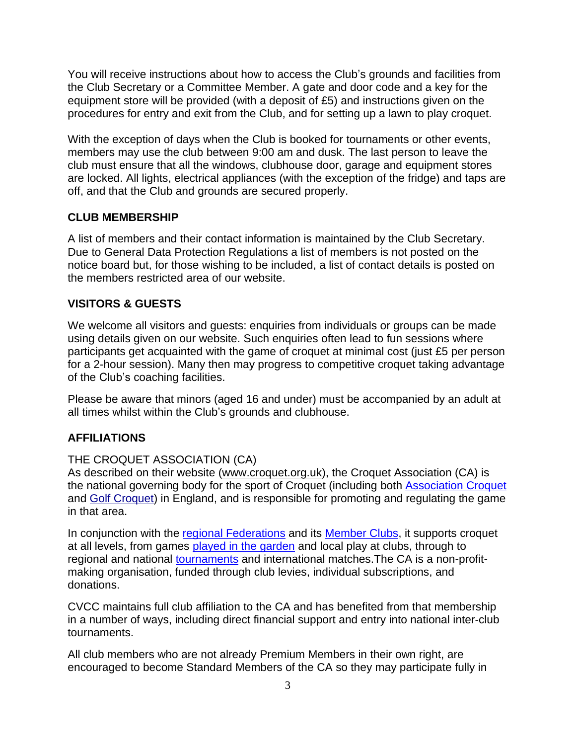You will receive instructions about how to access the Club's grounds and facilities from the Club Secretary or a Committee Member. A gate and door code and a key for the equipment store will be provided (with a deposit of £5) and instructions given on the procedures for entry and exit from the Club, and for setting up a lawn to play croquet.

With the exception of days when the Club is booked for tournaments or other events, members may use the club between 9:00 am and dusk. The last person to leave the club must ensure that all the windows, clubhouse door, garage and equipment stores are locked. All lights, electrical appliances (with the exception of the fridge) and taps are off, and that the Club and grounds are secured properly.

## CLUB MEMBERSHIP

A list of members and their contact information is maintained by the Club Secretary. Due to General Data Protection Regulations a list of members is not posted on the notice board but, for those wishing to be included, a list of contact details is posted on the members restricted area of our website.

## VISITORS & GUESTS

We welcome all visitors and guests: enquiries from individuals or groups can be made using details given on our website. Such enquiries often lead to fun sessions where participants get acquainted with the game of croquet at minimal cost (just £5 per person for a 2-hour session). Many then may progress to competitive croquet taking advantage of the Club's coaching facilities.

Please be aware that minors (aged 16 and under) must be accompanied by an adult at all times whilst within the Club's grounds and clubhouse.

## AFFILIATIONS

THE CROQUET ASSOCIATION (CA)
As described on their website (www.croquet.org.uk), the Croquet Association (CA) is the national governing body for the sport of Croquet (including both Association Croquet and Golf Croquet) in England, and is responsible for promoting and regulating the game in that area.

In conjunction with the regional Federations and its Member Clubs, it supports croquet at all levels, from games played in the garden and local play at clubs, through to regional and national tournaments and international matches.The CA is a non-profit-making organisation, funded through club levies, individual subscriptions, and donations.

CVCC maintains full club affiliation to the CA and has benefited from that membership in a number of ways, including direct financial support and entry into national inter-club tournaments.

All club members who are not already Premium Members in their own right, are encouraged to become Standard Members of the CA so they may participate fully in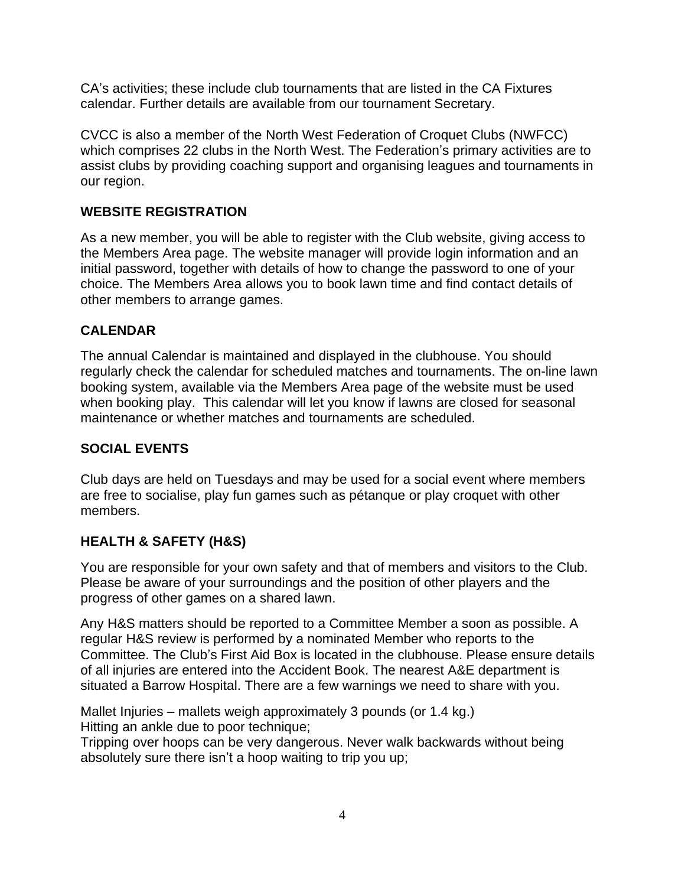CA's activities; these include club tournaments that are listed in the CA Fixtures calendar. Further details are available from our tournament Secretary.

CVCC is also a member of the North West Federation of Croquet Clubs (NWFCC) which comprises 22 clubs in the North West. The Federation's primary activities are to assist clubs by providing coaching support and organising leagues and tournaments in our region.

## WEBSITE REGISTRATION

As a new member, you will be able to register with the Club website, giving access to the Members Area page. The website manager will provide login information and an initial password, together with details of how to change the password to one of your choice. The Members Area allows you to book lawn time and find contact details of other members to arrange games.

## CALENDAR

The annual Calendar is maintained and displayed in the clubhouse. You should regularly check the calendar for scheduled matches and tournaments. The on-line lawn booking system, available via the Members Area page of the website must be used when booking play. This calendar will let you know if lawns are closed for seasonal maintenance or whether matches and tournaments are scheduled.

## SOCIAL EVENTS

Club days are held on Tuesdays and may be used for a social event where members are free to socialise, play fun games such as pétanque or play croquet with other members.

## HEALTH & SAFETY (H&S)

You are responsible for your own safety and that of members and visitors to the Club. Please be aware of your surroundings and the position of other players and the progress of other games on a shared lawn.

Any H&S matters should be reported to a Committee Member a soon as possible. A regular H&S review is performed by a nominated Member who reports to the Committee. The Club's First Aid Box is located in the clubhouse. Please ensure details of all injuries are entered into the Accident Book. The nearest A&E department is situated a Barrow Hospital. There are a few warnings we need to share with you.

Mallet Injuries – mallets weigh approximately 3 pounds (or 1.4 kg.)
Hitting an ankle due to poor technique;
Tripping over hoops can be very dangerous. Never walk backwards without being absolutely sure there isn't a hoop waiting to trip you up;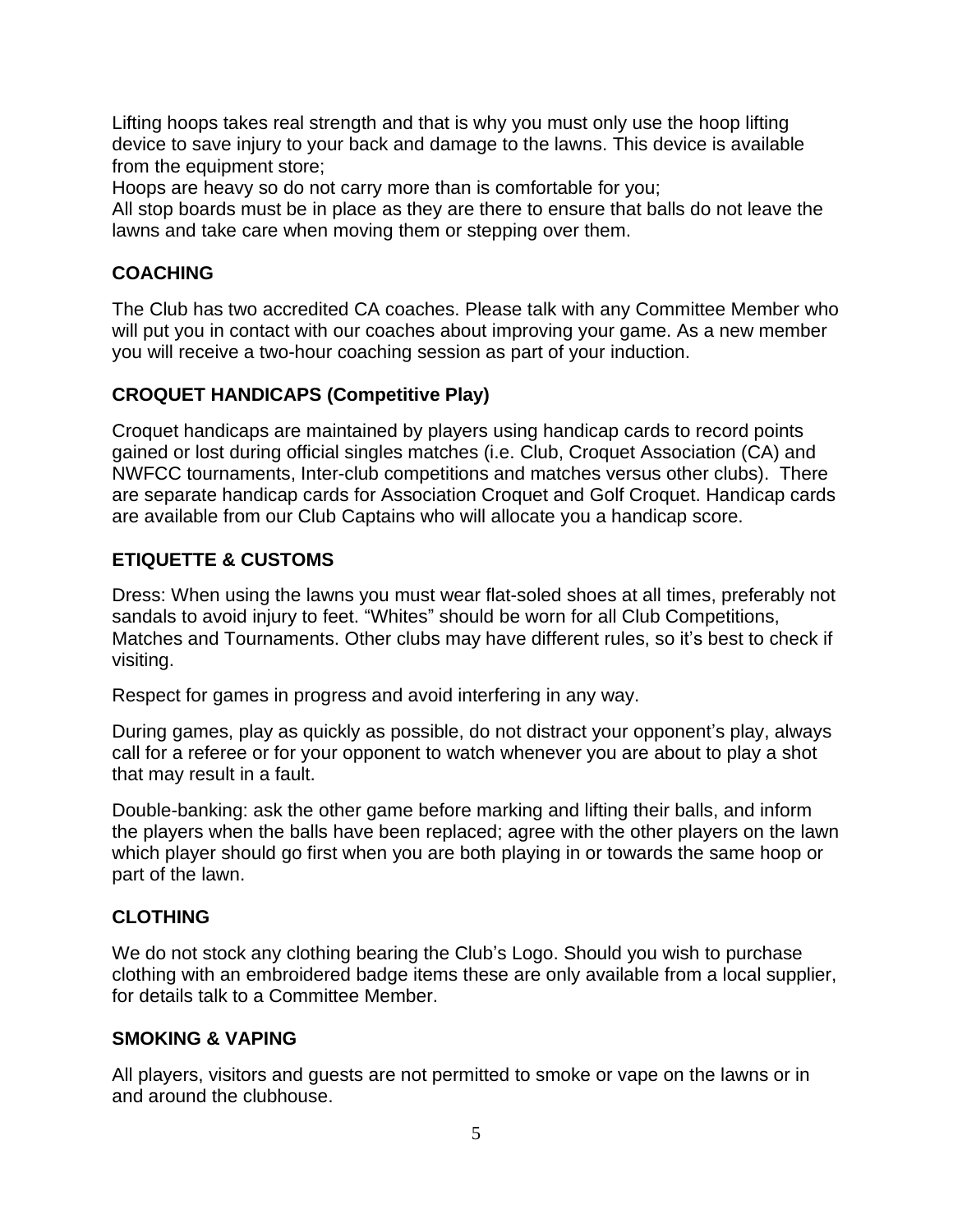Lifting hoops takes real strength and that is why you must only use the hoop lifting device to save injury to your back and damage to the lawns. This device is available from the equipment store;

Hoops are heavy so do not carry more than is comfortable for you;

All stop boards must be in place as they are there to ensure that balls do not leave the lawns and take care when moving them or stepping over them.

## COACHING

The Club has two accredited CA coaches. Please talk with any Committee Member who will put you in contact with our coaches about improving your game. As a new member you will receive a two-hour coaching session as part of your induction.

## CROQUET HANDICAPS (Competitive Play)

Croquet handicaps are maintained by players using handicap cards to record points gained or lost during official singles matches (i.e. Club, Croquet Association (CA) and NWFCC tournaments, Inter-club competitions and matches versus other clubs). There are separate handicap cards for Association Croquet and Golf Croquet. Handicap cards are available from our Club Captains who will allocate you a handicap score.

## ETIQUETTE & CUSTOMS

Dress: When using the lawns you must wear flat-soled shoes at all times, preferably not sandals to avoid injury to feet. "Whites" should be worn for all Club Competitions, Matches and Tournaments. Other clubs may have different rules, so it's best to check if visiting.

Respect for games in progress and avoid interfering in any way.

During games, play as quickly as possible, do not distract your opponent's play, always call for a referee or for your opponent to watch whenever you are about to play a shot that may result in a fault.

Double-banking: ask the other game before marking and lifting their balls, and inform the players when the balls have been replaced; agree with the other players on the lawn which player should go first when you are both playing in or towards the same hoop or part of the lawn.

## CLOTHING

We do not stock any clothing bearing the Club's Logo. Should you wish to purchase clothing with an embroidered badge items these are only available from a local supplier, for details talk to a Committee Member.

## SMOKING & VAPING

All players, visitors and guests are not permitted to smoke or vape on the lawns or in and around the clubhouse.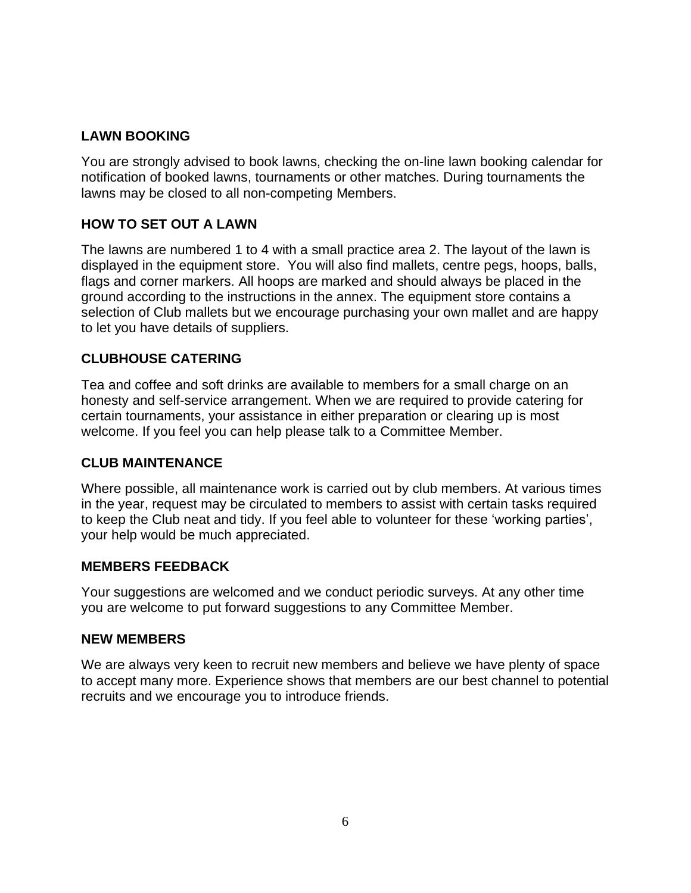## LAWN BOOKING

You are strongly advised to book lawns, checking the on-line lawn booking calendar for notification of booked lawns, tournaments or other matches. During tournaments the lawns may be closed to all non-competing Members.

## HOW TO SET OUT A LAWN

The lawns are numbered 1 to 4 with a small practice area 2. The layout of the lawn is displayed in the equipment store. You will also find mallets, centre pegs, hoops, balls, flags and corner markers. All hoops are marked and should always be placed in the ground according to the instructions in the annex. The equipment store contains a selection of Club mallets but we encourage purchasing your own mallet and are happy to let you have details of suppliers.

## CLUBHOUSE CATERING

Tea and coffee and soft drinks are available to members for a small charge on an honesty and self-service arrangement. When we are required to provide catering for certain tournaments, your assistance in either preparation or clearing up is most welcome. If you feel you can help please talk to a Committee Member.

## CLUB MAINTENANCE

Where possible, all maintenance work is carried out by club members. At various times in the year, request may be circulated to members to assist with certain tasks required to keep the Club neat and tidy. If you feel able to volunteer for these 'working parties', your help would be much appreciated.

## MEMBERS FEEDBACK

Your suggestions are welcomed and we conduct periodic surveys. At any other time you are welcome to put forward suggestions to any Committee Member.

## NEW MEMBERS

We are always very keen to recruit new members and believe we have plenty of space to accept many more. Experience shows that members are our best channel to potential recruits and we encourage you to introduce friends.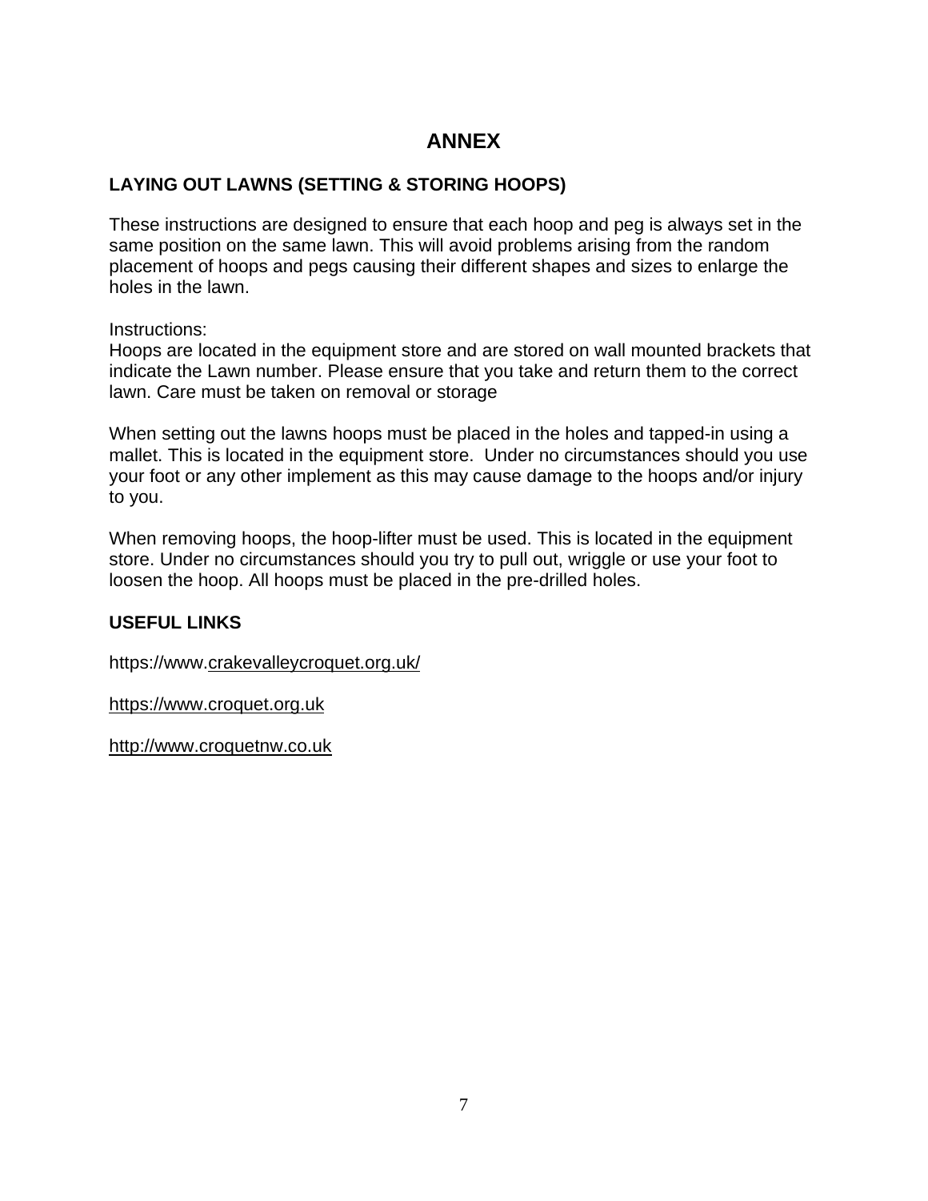# ANNEX

## LAYING OUT LAWNS (SETTING & STORING HOOPS)

These instructions are designed to ensure that each hoop and peg is always set in the same position on the same lawn. This will avoid problems arising from the random placement of hoops and pegs causing their different shapes and sizes to enlarge the holes in the lawn.

Instructions:
Hoops are located in the equipment store and are stored on wall mounted brackets that indicate the Lawn number. Please ensure that you take and return them to the correct lawn. Care must be taken on removal or storage

When setting out the lawns hoops must be placed in the holes and tapped-in using a mallet. This is located in the equipment store. Under no circumstances should you use your foot or any other implement as this may cause damage to the hoops and/or injury to you.

When removing hoops, the hoop-lifter must be used. This is located in the equipment store. Under no circumstances should you try to pull out, wriggle or use your foot to loosen the hoop. All hoops must be placed in the pre-drilled holes.

## USEFUL LINKS

https://www.crakevalleycroquet.org.uk/

https://www.croquet.org.uk

http://www.croquetnw.co.uk